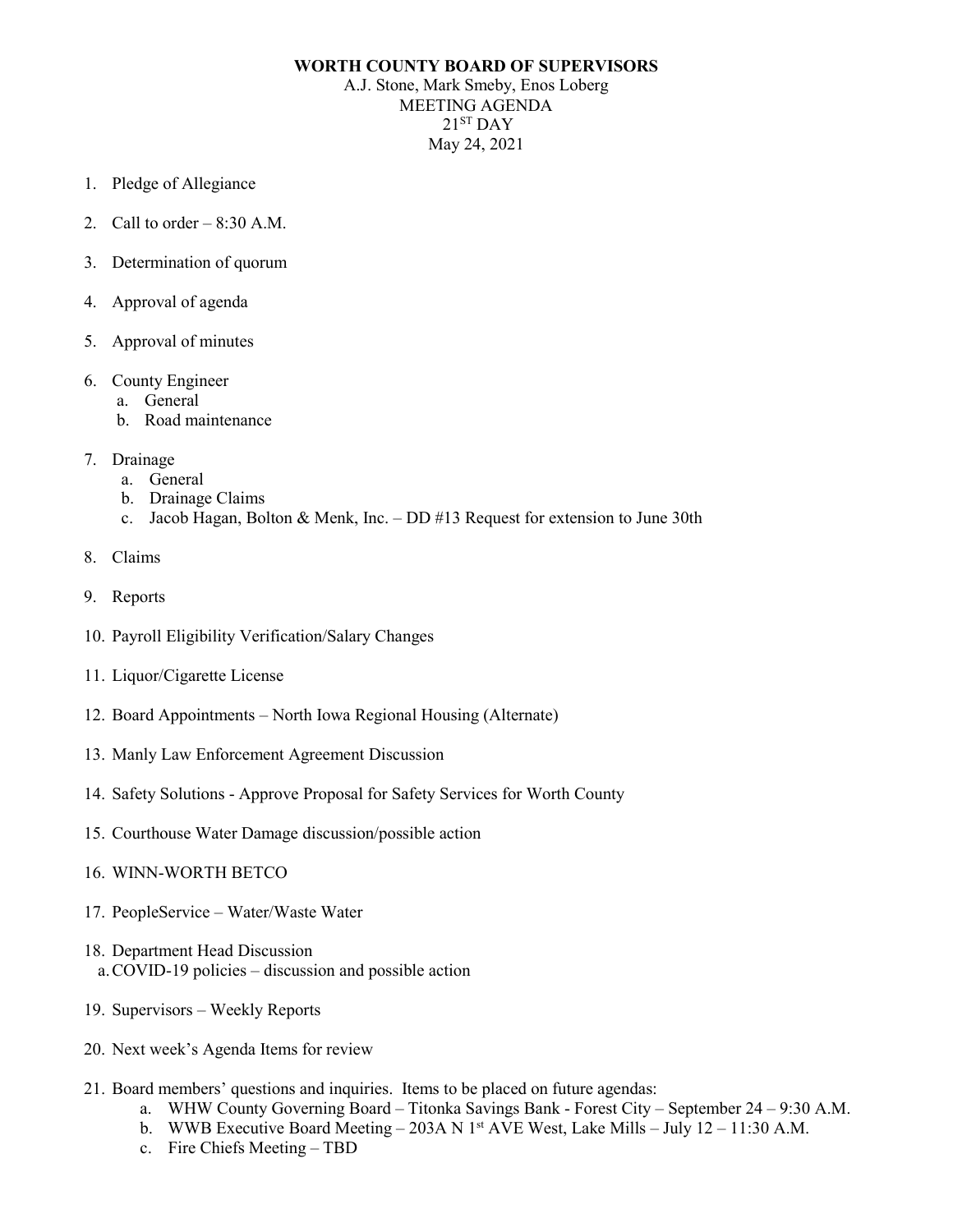**WORTH COUNTY BOARD OF SUPERVISORS**

A.J. Stone, Mark Smeby, Enos Loberg
MEETING AGENDA
21ST DAY
May 24, 2021

1. Pledge of Allegiance
2. Call to order – 8:30 A.M.
3. Determination of quorum
4. Approval of agenda
5. Approval of minutes
6. County Engineer
   a. General
   b. Road maintenance
7. Drainage
   a. General
   b. Drainage Claims
   c. Jacob Hagan, Bolton & Menk, Inc. – DD #13 Request for extension to June 30th
8. Claims
9. Reports
10. Payroll Eligibility Verification/Salary Changes
11. Liquor/Cigarette License
12. Board Appointments – North Iowa Regional Housing (Alternate)
13. Manly Law Enforcement Agreement Discussion
14. Safety Solutions - Approve Proposal for Safety Services for Worth County
15. Courthouse Water Damage discussion/possible action
16. WINN-WORTH BETCO
17. PeopleService – Water/Waste Water
18. Department Head Discussion
    a. COVID-19 policies – discussion and possible action
19. Supervisors – Weekly Reports
20. Next week's Agenda Items for review
21. Board members' questions and inquiries. Items to be placed on future agendas:
    a. WHW County Governing Board – Titonka Savings Bank - Forest City – September 24 – 9:30 A.M.
    b. WWB Executive Board Meeting – 203A N 1st AVE West, Lake Mills – July 12 – 11:30 A.M.
    c. Fire Chiefs Meeting – TBD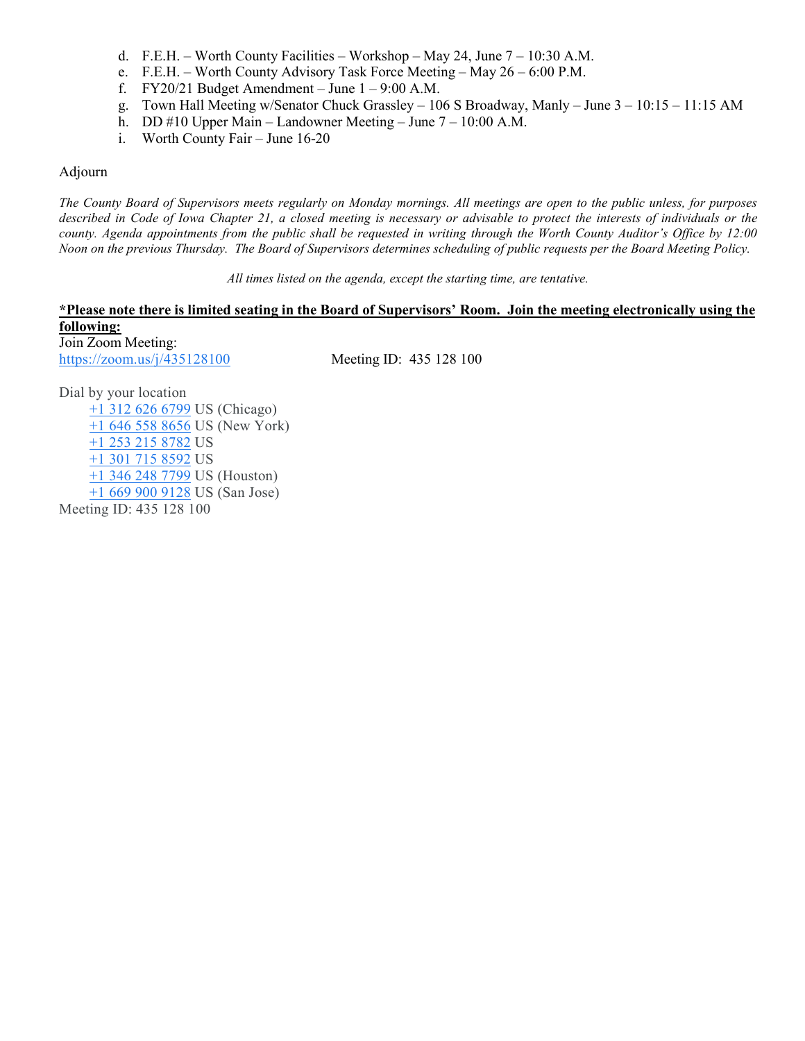d. F.E.H. – Worth County Facilities – Workshop – May 24, June 7 – 10:30 A.M.
e. F.E.H. – Worth County Advisory Task Force Meeting – May 26 – 6:00 P.M.
f. FY20/21 Budget Amendment – June 1 – 9:00 A.M.
g. Town Hall Meeting w/Senator Chuck Grassley – 106 S Broadway, Manly – June 3 – 10:15 – 11:15 AM
h. DD #10 Upper Main – Landowner Meeting – June 7 – 10:00 A.M.
i. Worth County Fair – June 16-20

Adjourn

*The County Board of Supervisors meets regularly on Monday mornings. All meetings are open to the public unless, for purposes described in Code of Iowa Chapter 21, a closed meeting is necessary or advisable to protect the interests of individuals or the county. Agenda appointments from the public shall be requested in writing through the Worth County Auditor's Office by 12:00 Noon on the previous Thursday. The Board of Supervisors determines scheduling of public requests per the Board Meeting Policy.*

*All times listed on the agenda, except the starting time, are tentative.*

**\*Please note there is limited seating in the Board of Supervisors' Room. Join the meeting electronically using the following:**

Join Zoom Meeting:
https://zoom.us/j/435128100 Meeting ID: 435 128 100

Dial by your location
+1 312 626 6799 US (Chicago)
+1 646 558 8656 US (New York)
+1 253 215 8782 US
+1 301 715 8592 US
+1 346 248 7799 US (Houston)
+1 669 900 9128 US (San Jose)
Meeting ID: 435 128 100